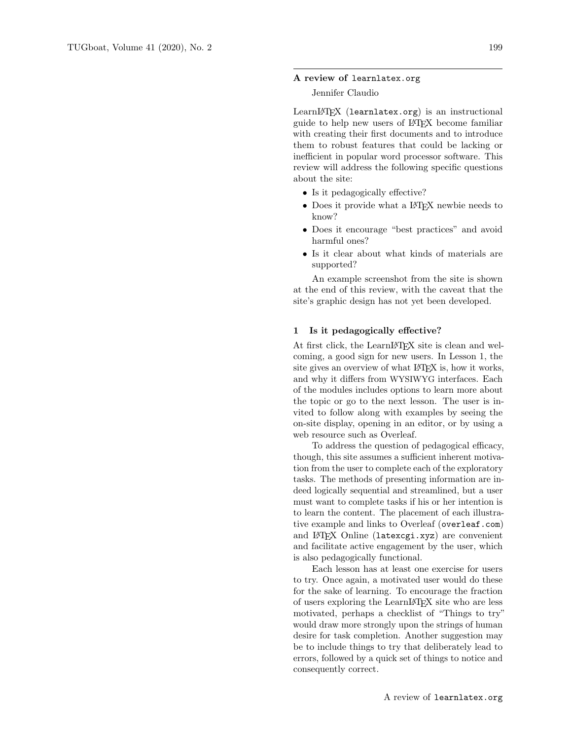## A review of `learnlatex.org`

Jennifer Claudio

LearnLaTeX (`learnlatex.org`) is an instructional guide to help new users of LaTeX become familiar with creating their first documents and to introduce them to robust features that could be lacking or inefficient in popular word processor software. This review will address the following specific questions about the site:

- Is it pedagogically effective?
- Does it provide what a LaTeX newbie needs to know?
- Does it encourage "best practices" and avoid harmful ones?
- Is it clear about what kinds of materials are supported?

An example screenshot from the site is shown at the end of this review, with the caveat that the site's graphic design has not yet been developed.

### 1 Is it pedagogically effective?

At first click, the LearnLaTeX site is clean and welcoming, a good sign for new users. In Lesson 1, the site gives an overview of what LaTeX is, how it works, and why it differs from WYSIWYG interfaces. Each of the modules includes options to learn more about the topic or go to the next lesson. The user is invited to follow along with examples by seeing the on-site display, opening in an editor, or by using a web resource such as Overleaf.

To address the question of pedagogical efficacy, though, this site assumes a sufficient inherent motivation from the user to complete each of the exploratory tasks. The methods of presenting information are indeed logically sequential and streamlined, but a user must want to complete tasks if his or her intention is to learn the content. The placement of each illustrative example and links to Overleaf (`overleaf.com`) and LaTeX Online (`latexcgi.xyz`) are convenient and facilitate active engagement by the user, which is also pedagogically functional.

Each lesson has at least one exercise for users to try. Once again, a motivated user would do these for the sake of learning. To encourage the fraction of users exploring the LearnLaTeX site who are less motivated, perhaps a checklist of "Things to try" would draw more strongly upon the strings of human desire for task completion. Another suggestion may be to include things to try that deliberately lead to errors, followed by a quick set of things to notice and consequently correct.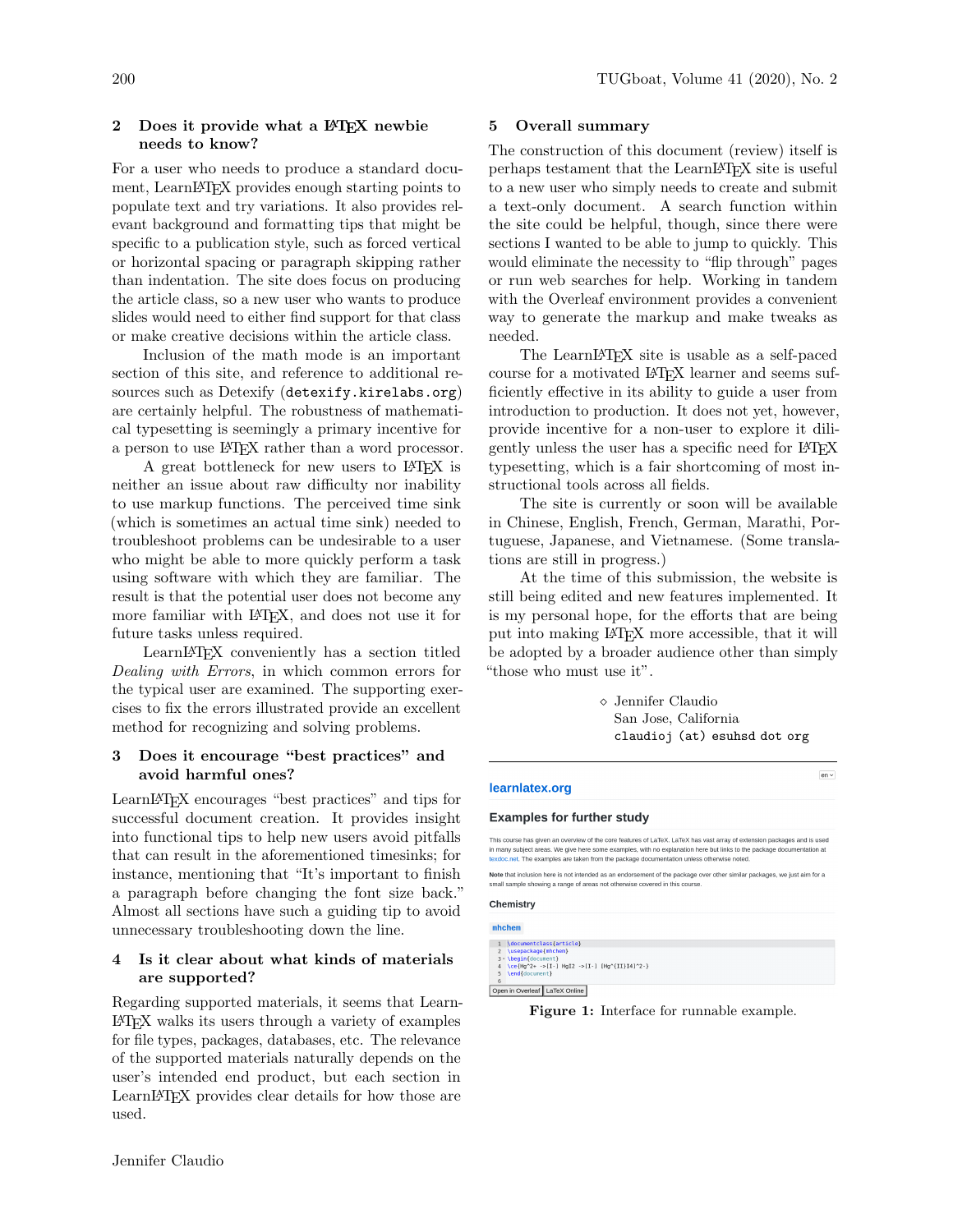## 2 Does it provide what a LaTeX newbie needs to know?

For a user who needs to produce a standard document, LearnLaTeX provides enough starting points to populate text and try variations. It also provides relevant background and formatting tips that might be specific to a publication style, such as forced vertical or horizontal spacing or paragraph skipping rather than indentation. The site does focus on producing the article class, so a new user who wants to produce slides would need to either find support for that class or make creative decisions within the article class.

Inclusion of the math mode is an important section of this site, and reference to additional resources such as Detexify (`detexify.kirelabs.org`) are certainly helpful. The robustness of mathematical typesetting is seemingly a primary incentive for a person to use LaTeX rather than a word processor.

A great bottleneck for new users to LaTeX is neither an issue about raw difficulty nor inability to use markup functions. The perceived time sink (which is sometimes an actual time sink) needed to troubleshoot problems can be undesirable to a user who might be able to more quickly perform a task using software with which they are familiar. The result is that the potential user does not become any more familiar with LaTeX, and does not use it for future tasks unless required.

LearnLaTeX conveniently has a section titled *Dealing with Errors*, in which common errors for the typical user are examined. The supporting exercises to fix the errors illustrated provide an excellent method for recognizing and solving problems.

## 3 Does it encourage "best practices" and avoid harmful ones?

LearnLaTeX encourages "best practices" and tips for successful document creation. It provides insight into functional tips to help new users avoid pitfalls that can result in the aforementioned timesinks; for instance, mentioning that "It's important to finish a paragraph before changing the font size back." Almost all sections have such a guiding tip to avoid unnecessary troubleshooting down the line.

## 4 Is it clear about what kinds of materials are supported?

Regarding supported materials, it seems that LearnLaTeX walks its users through a variety of examples for file types, packages, databases, etc. The relevance of the supported materials naturally depends on the user's intended end product, but each section in LearnLaTeX provides clear details for how those are used.

## 5 Overall summary

The construction of this document (review) itself is perhaps testament that the LearnLaTeX site is useful to a new user who simply needs to create and submit a text-only document. A search function within the site could be helpful, though, since there were sections I wanted to be able to jump to quickly. This would eliminate the necessity to "flip through" pages or run web searches for help. Working in tandem with the Overleaf environment provides a convenient way to generate the markup and make tweaks as needed.

The LearnLaTeX site is usable as a self-paced course for a motivated LaTeX learner and seems sufficiently effective in its ability to guide a user from introduction to production. It does not yet, however, provide incentive for a non-user to explore it diligently unless the user has a specific need for LaTeX typesetting, which is a fair shortcoming of most instructional tools across all fields.

The site is currently or soon will be available in Chinese, English, French, German, Marathi, Portuguese, Japanese, and Vietnamese. (Some translations are still in progress.)

At the time of this submission, the website is still being edited and new features implemented. It is my personal hope, for the efforts that are being put into making LaTeX more accessible, that it will be adopted by a broader audience other than simply "those who must use it".

◇ Jennifer Claudio
San Jose, California
`claudioj (at) esuhsd dot org`

learnlatex.org

**Examples for further study**

This course has given an overview of the core features of LaTeX. LaTeX has vast array of extension packages and is used in many subject areas. We give here some examples, with no explanation here but links to the package documentation at texdoc.net. The examples are taken from the package documentation unless otherwise noted.

**Note** that inclusion here is not intended as an endorsement of the package over other similar packages, we just aim for a small sample showing a range of areas not otherwise covered in this course.

**Chemistry**

mhchem

```
\documentclass{article}
\usepackage{mhchem}
\begin{document}
\ce{Hg^2+ ->[I-] HgI2 ->[I-] [Hg^{II}I4]^2-}
\end{document}
```

Open in Overleaf | LaTeX Online

**Figure 1:** Interface for runnable example.